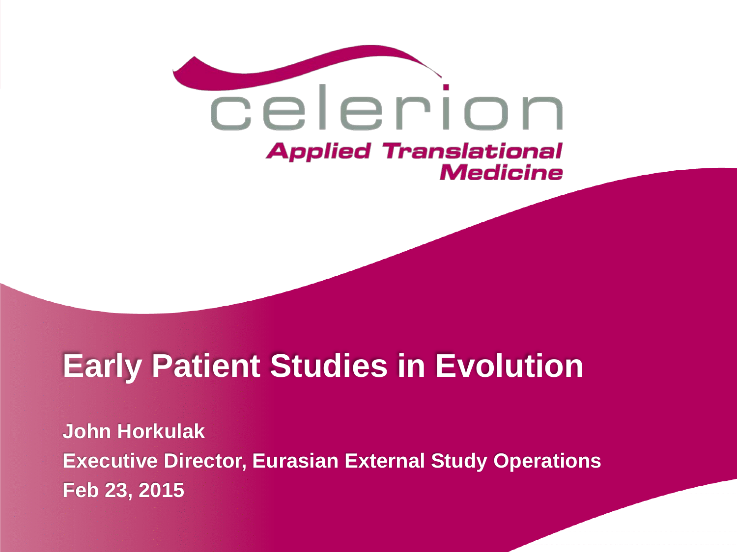celerion

Applied Translational Medicine

# Early Patient Studies in Evolution

**John Horkulak**

**Executive Director, Eurasian External Study Operations**

**Feb 23, 2015**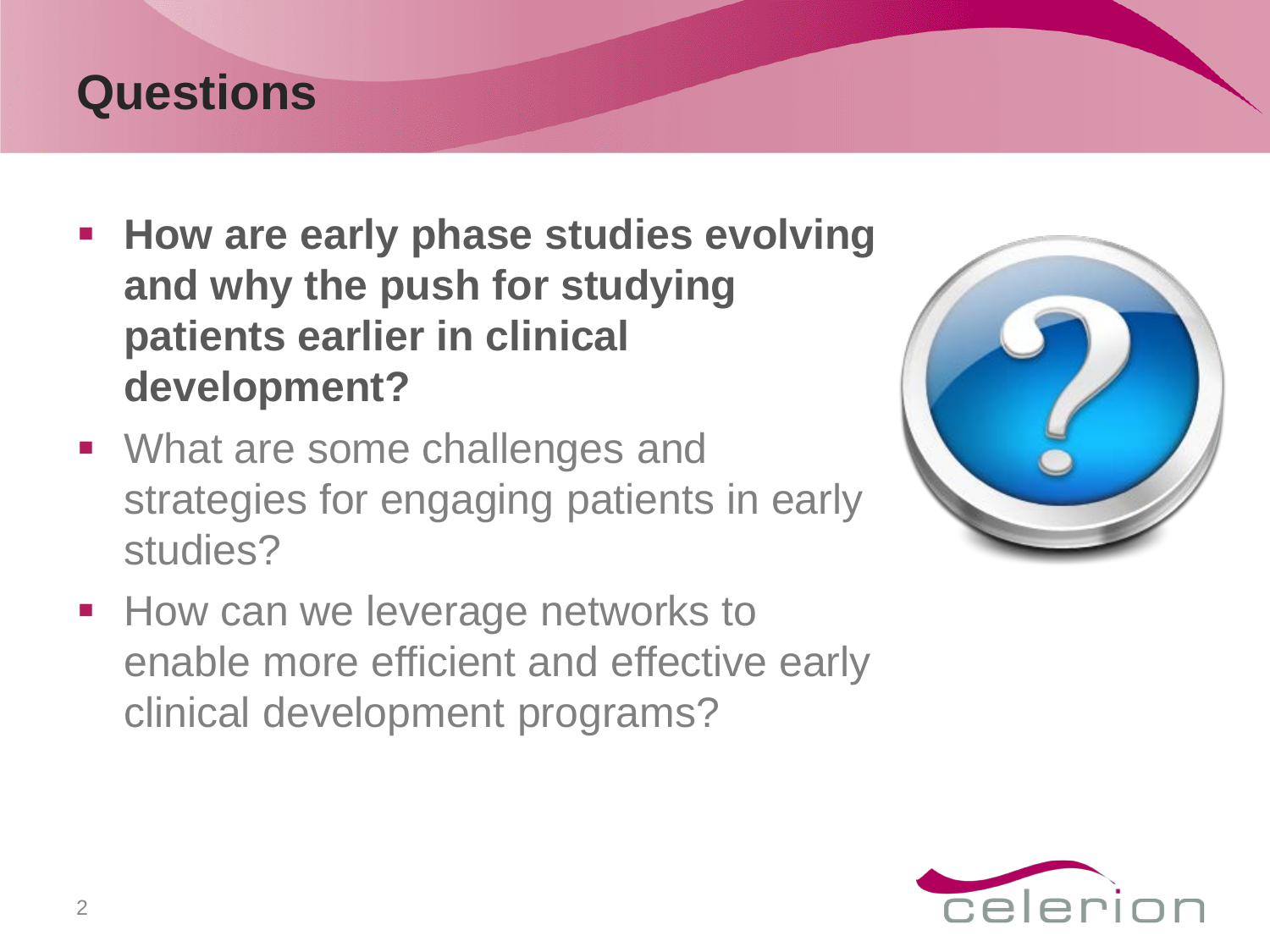# Questions

- **How are early phase studies evolving and why the push for studying patients earlier in clinical development?**
- What are some challenges and strategies for engaging patients in early studies?
- How can we leverage networks to enable more efficient and effective early clinical development programs?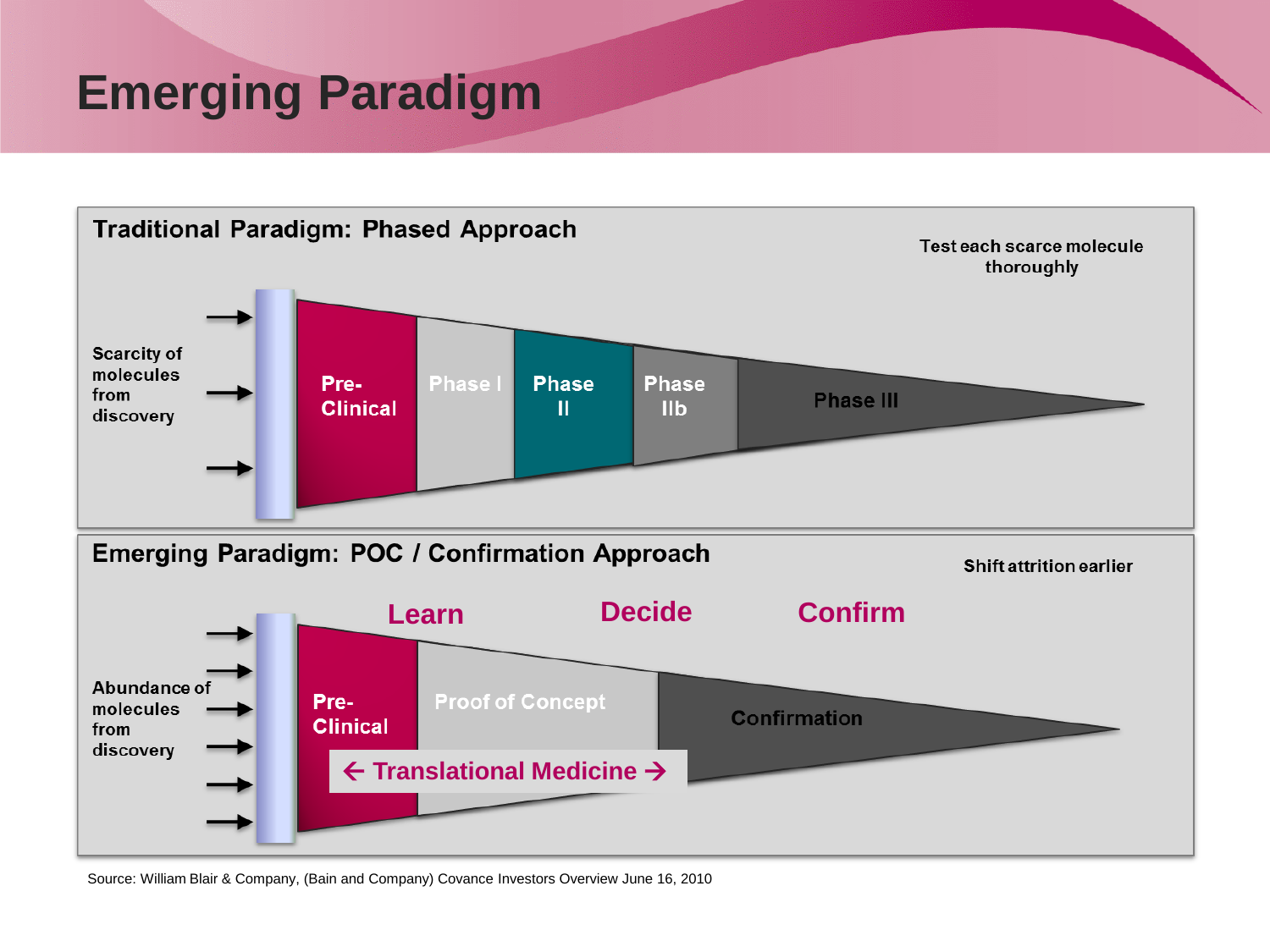# Emerging Paradigm

## Traditional Paradigm: Phased Approach

Test each scarce molecule thoroughly

Scarcity of molecules from discovery

Pre-Clinical | Phase I | Phase II | Phase IIb | Phase III

## Emerging Paradigm: POC / Confirmation Approach

Shift attrition earlier

Abundance of molecules from discovery

Learn | Decide | Confirm

Pre-Clinical | Proof of Concept | Confirmation

← Translational Medicine →

Source: William Blair & Company, (Bain and Company) Covance Investors Overview June 16, 2010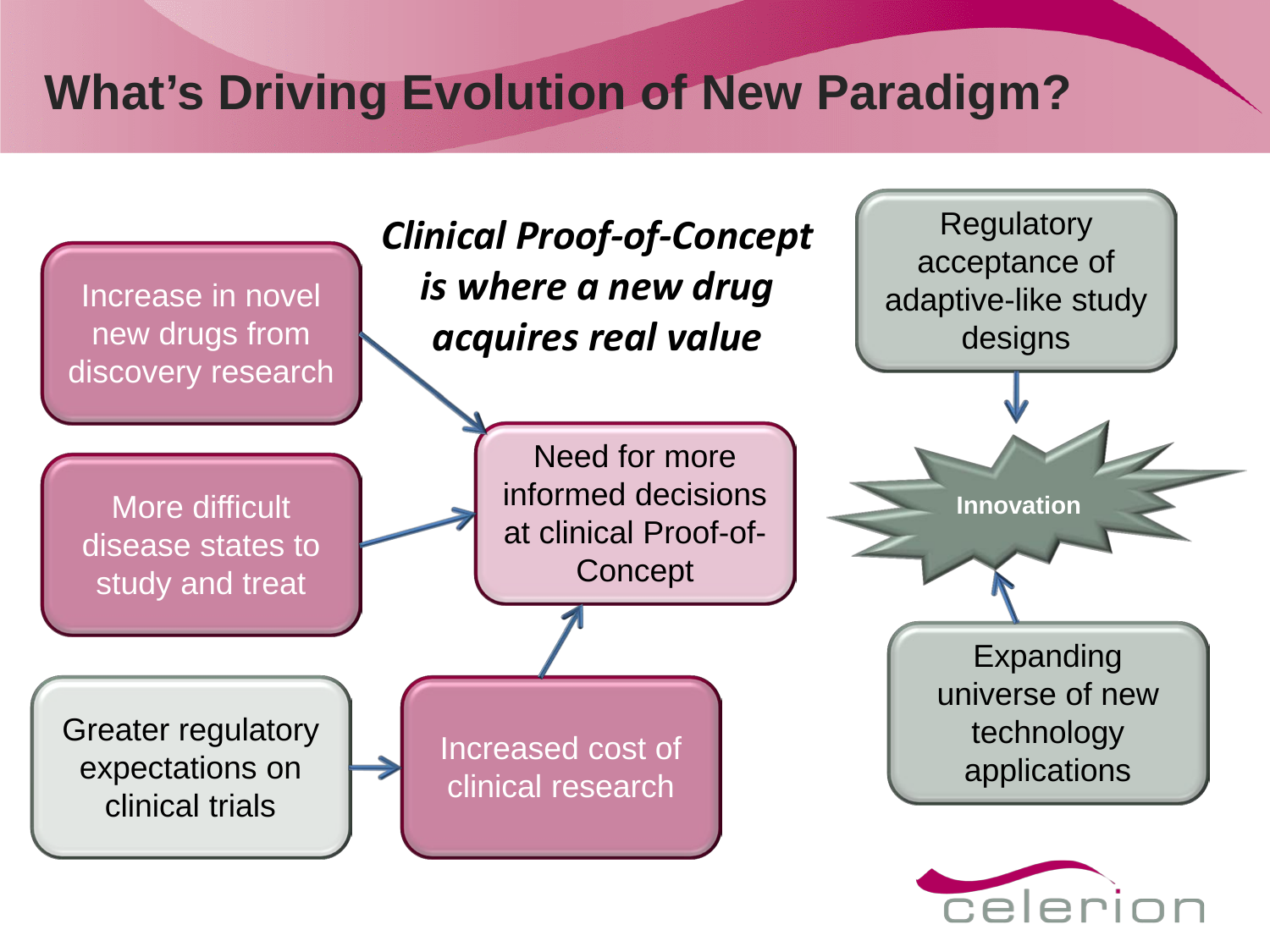# What's Driving Evolution of New Paradigm?

***Clinical Proof-of-Concept is where a new drug acquires real value***

- Increase in novel new drugs from discovery research
- More difficult disease states to study and treat
- Greater regulatory expectations on clinical trials → Increased cost of clinical research

→ Need for more informed decisions at clinical Proof-of-Concept

- Regulatory acceptance of adaptive-like study designs
- Expanding universe of new technology applications

→ **Innovation**

celerion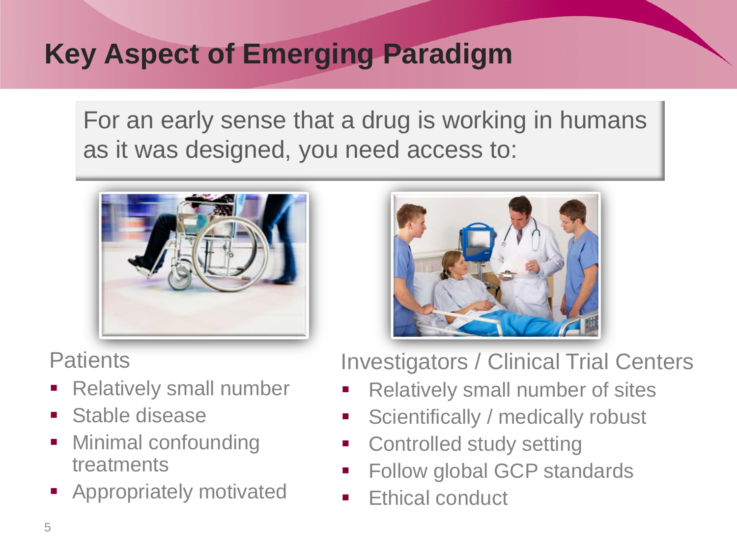# Key Aspect of Emerging Paradigm

For an early sense that a drug is working in humans as it was designed, you need access to:

## Patients

- Relatively small number
- Stable disease
- Minimal confounding treatments
- Appropriately motivated

## Investigators / Clinical Trial Centers

- Relatively small number of sites
- Scientifically / medically robust
- Controlled study setting
- Follow global GCP standards
- Ethical conduct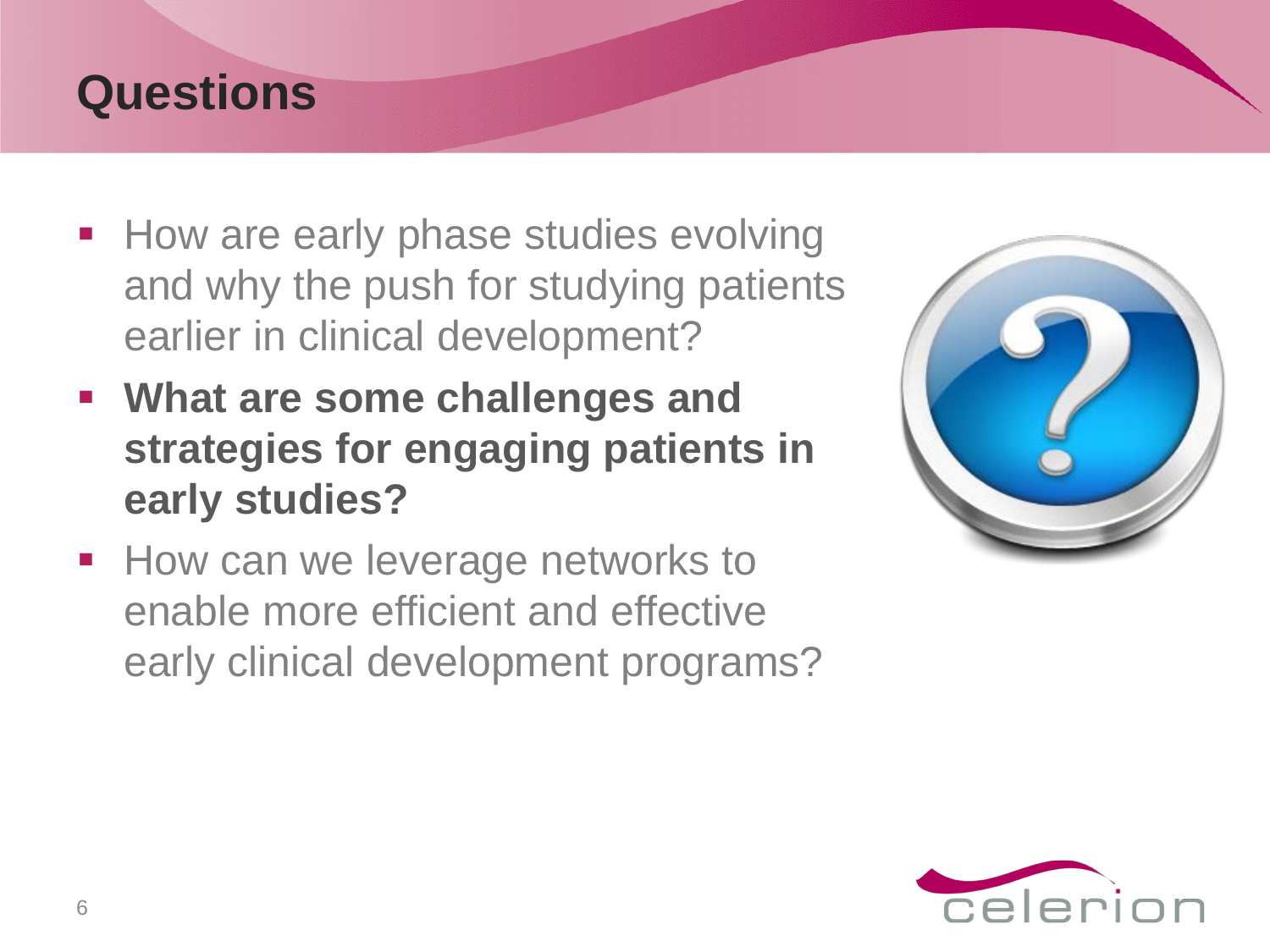# Questions

- How are early phase studies evolving and why the push for studying patients earlier in clinical development?
- **What are some challenges and strategies for engaging patients in early studies?**
- How can we leverage networks to enable more efficient and effective early clinical development programs?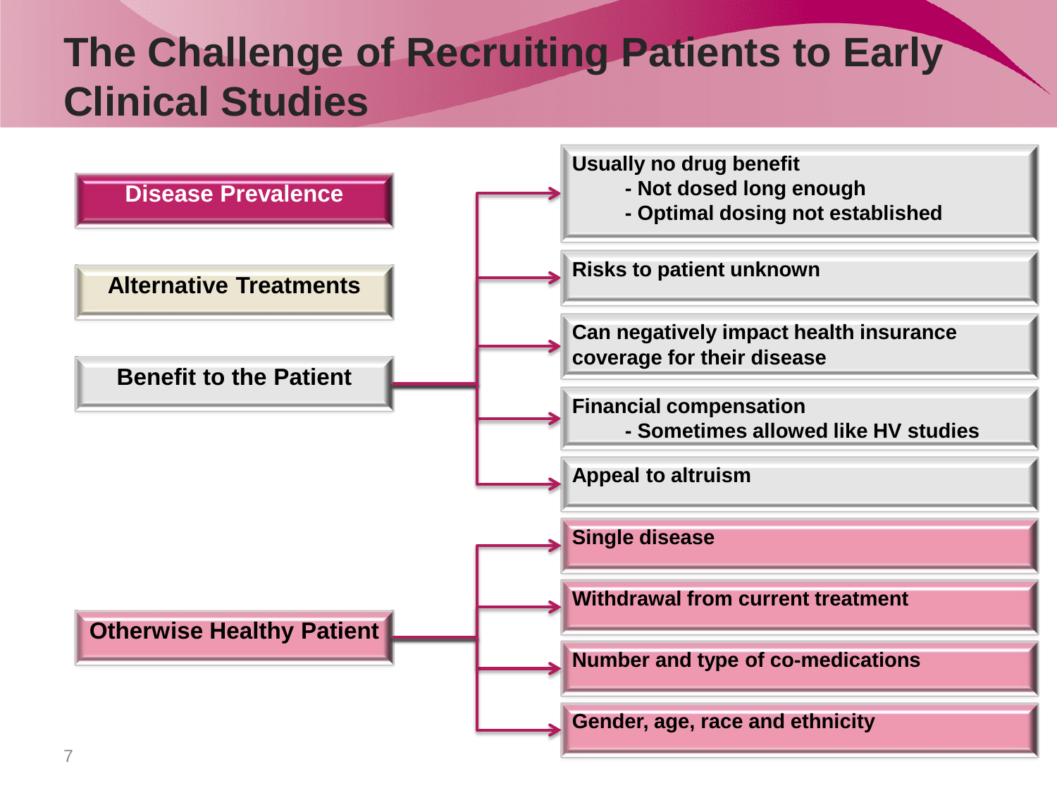# The Challenge of Recruiting Patients to Early Clinical Studies

**Disease Prevalence**

**Alternative Treatments**

**Benefit to the Patient**

- Usually no drug benefit
  - Not dosed long enough
  - Optimal dosing not established
- Risks to patient unknown
- Can negatively impact health insurance coverage for their disease
- Financial compensation
  - Sometimes allowed like HV studies
- Appeal to altruism

**Otherwise Healthy Patient**

- Single disease
- Withdrawal from current treatment
- Number and type of co-medications
- Gender, age, race and ethnicity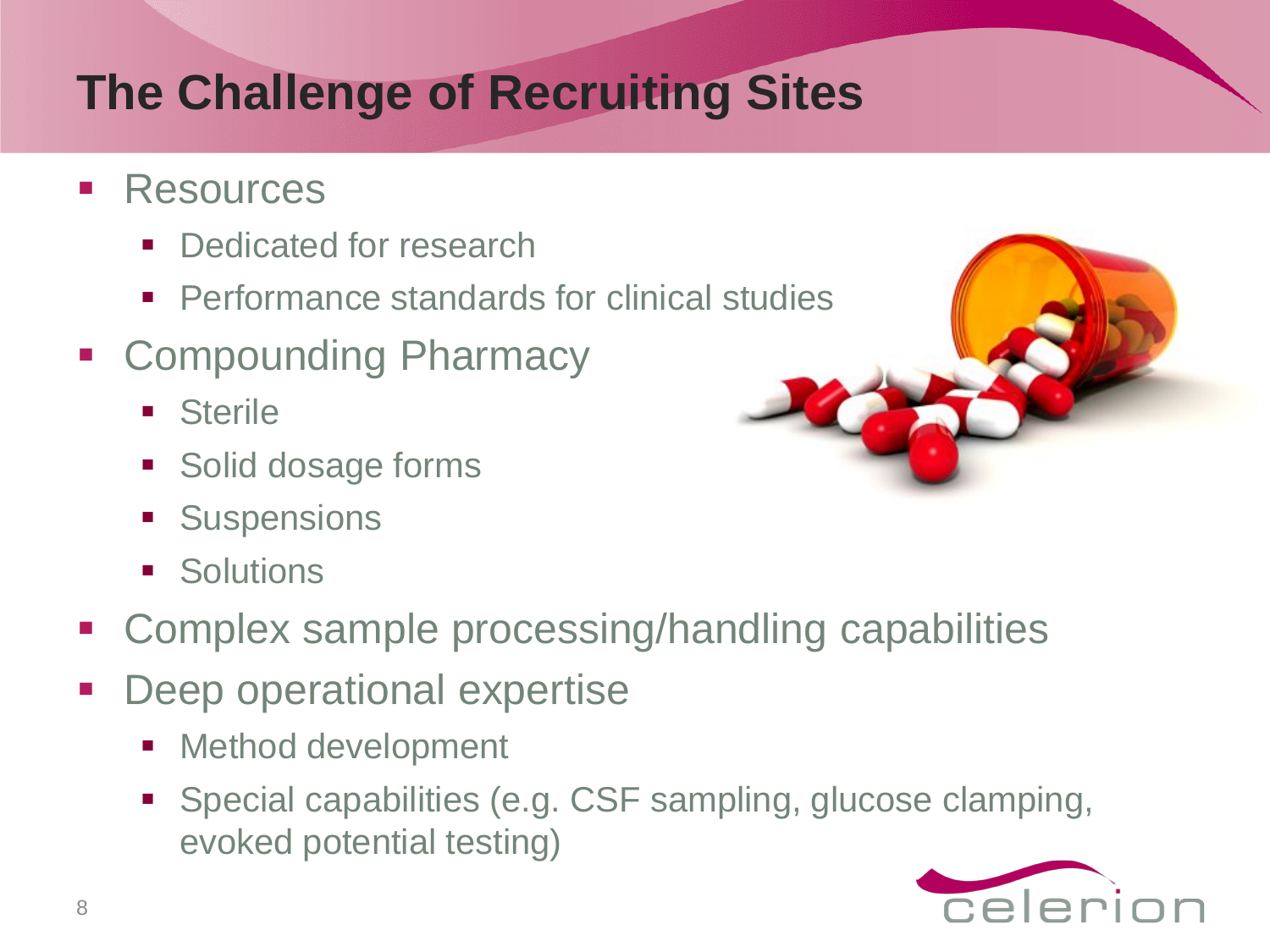# The Challenge of Recruiting Sites

- Resources
  - Dedicated for research
  - Performance standards for clinical studies
- Compounding Pharmacy
  - Sterile
  - Solid dosage forms
  - Suspensions
  - Solutions
- Complex sample processing/handling capabilities
- Deep operational expertise
  - Method development
  - Special capabilities (e.g. CSF sampling, glucose clamping, evoked potential testing)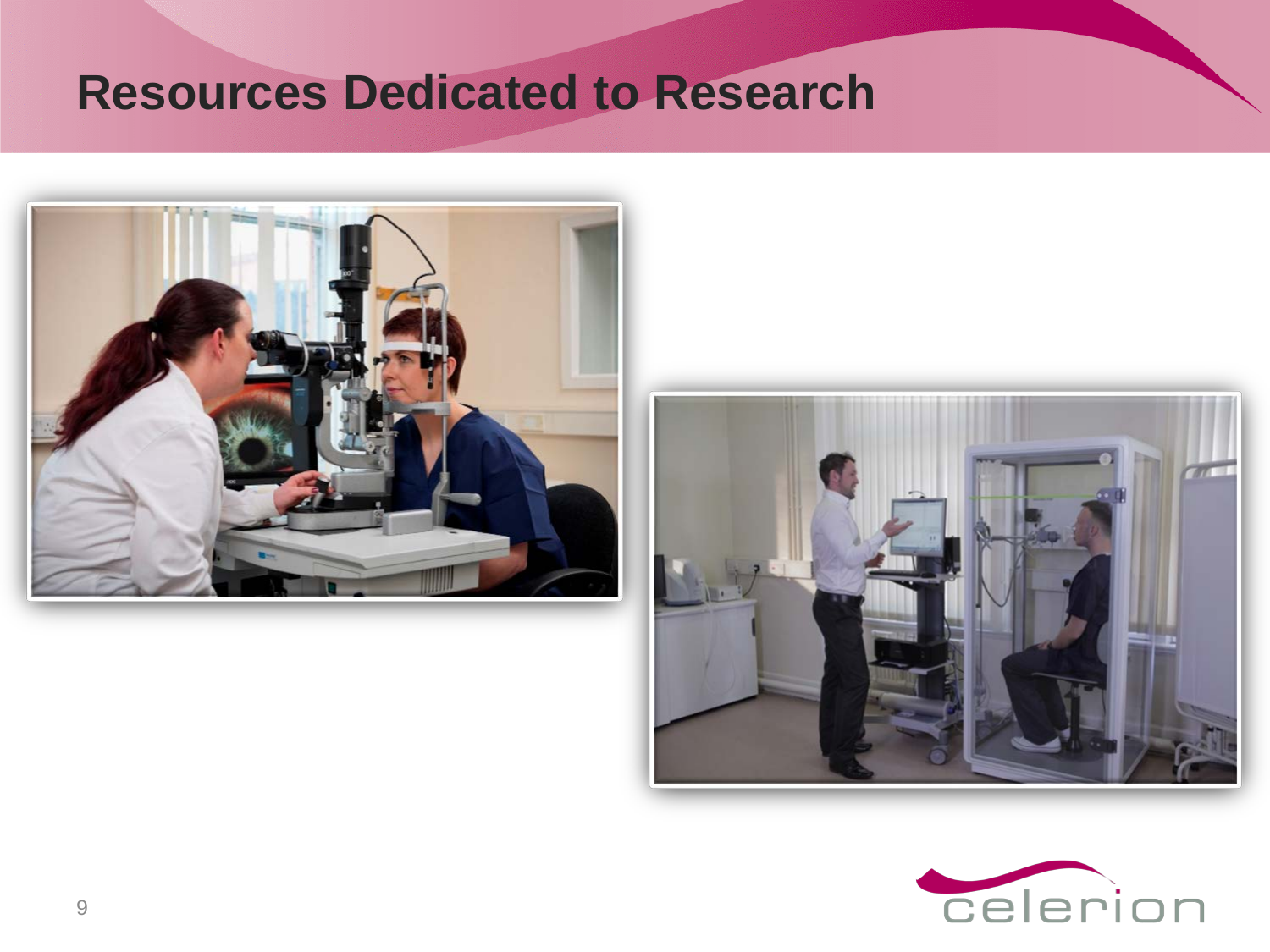# Resources Dedicated to Research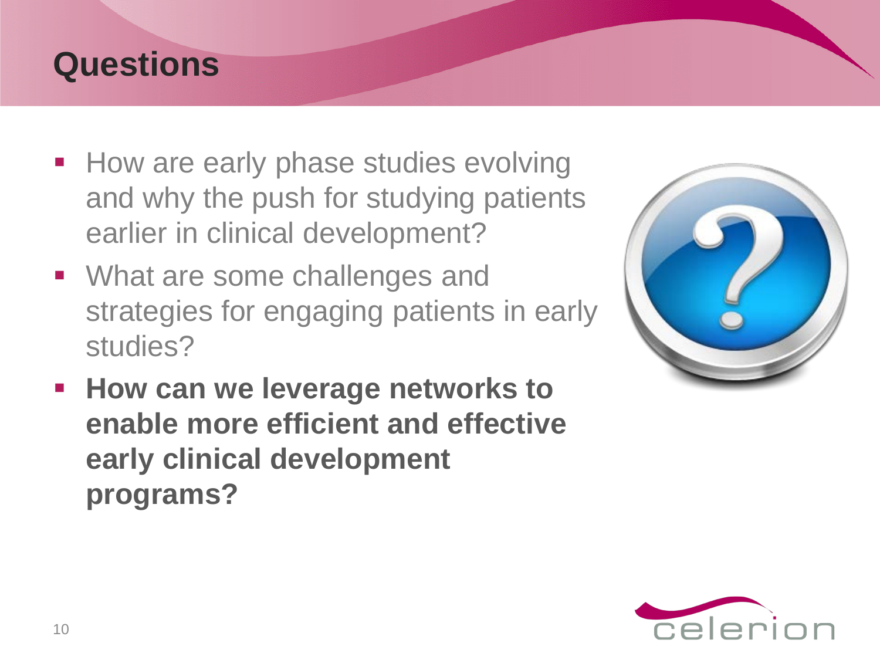# Questions

- How are early phase studies evolving and why the push for studying patients earlier in clinical development?
- What are some challenges and strategies for engaging patients in early studies?
- **How can we leverage networks to enable more efficient and effective early clinical development programs?**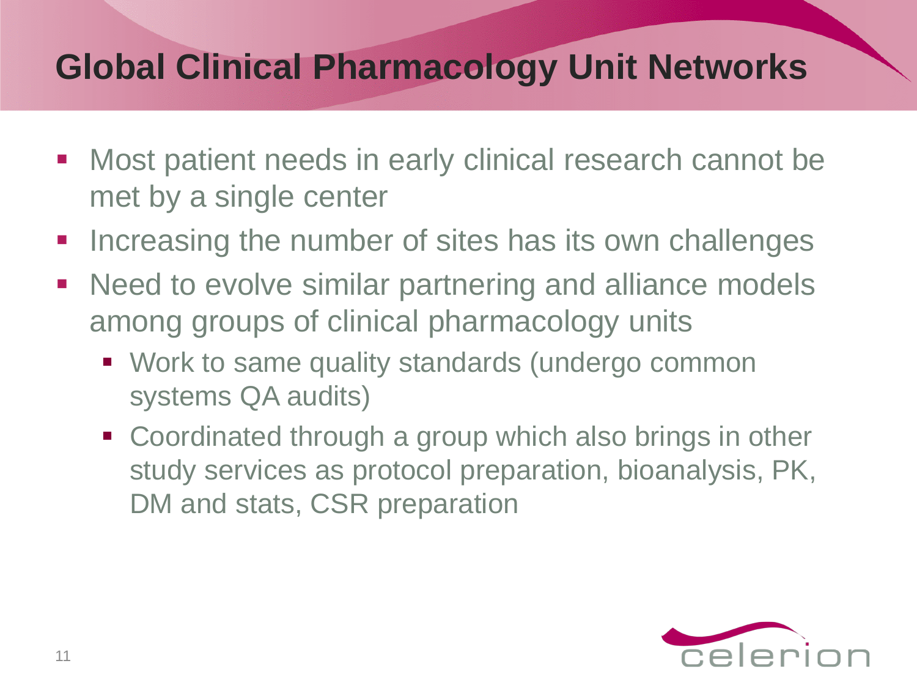# Global Clinical Pharmacology Unit Networks

- Most patient needs in early clinical research cannot be met by a single center
- Increasing the number of sites has its own challenges
- Need to evolve similar partnering and alliance models among groups of clinical pharmacology units
  - Work to same quality standards (undergo common systems QA audits)
  - Coordinated through a group which also brings in other study services as protocol preparation, bioanalysis, PK, DM and stats, CSR preparation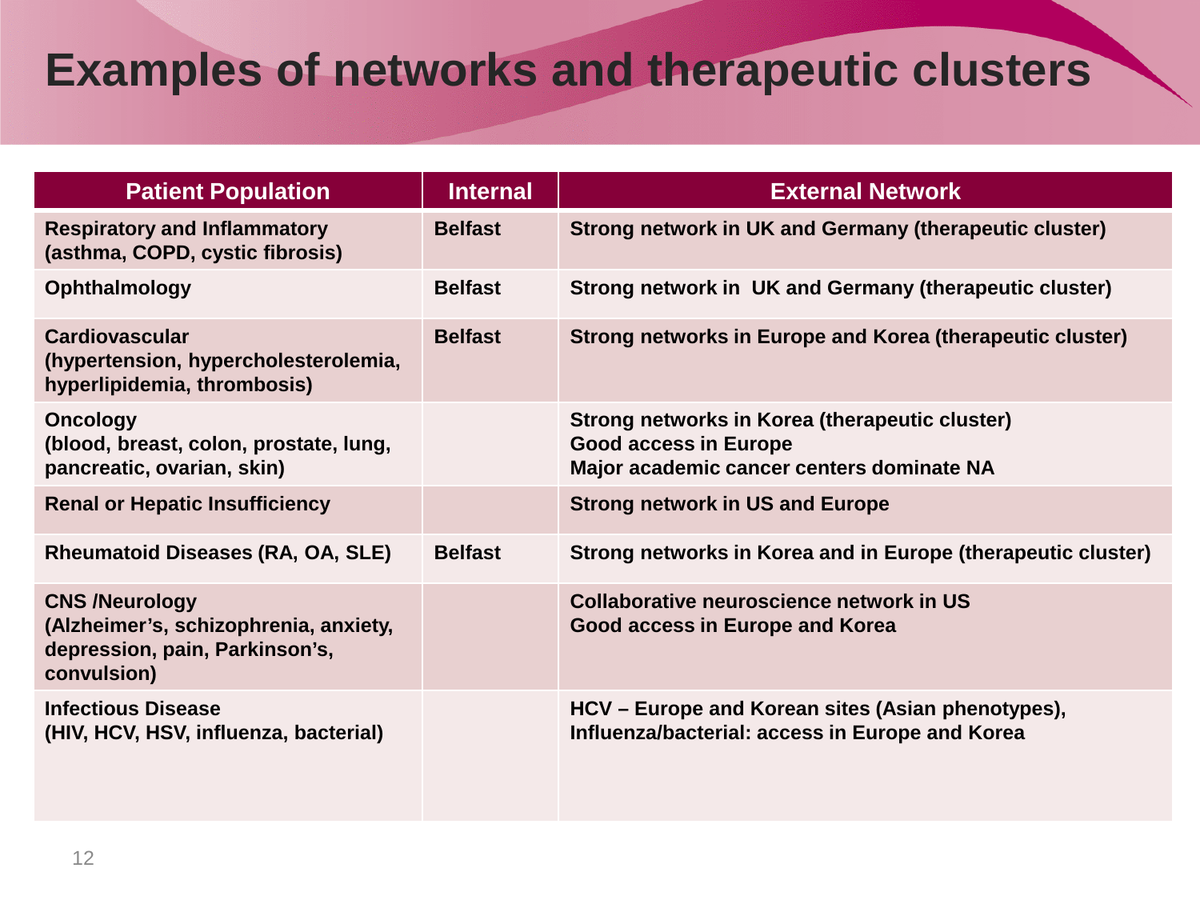# Examples of networks and therapeutic clusters

| Patient Population | Internal | External Network |
|---|---|---|
| Respiratory and Inflammatory (asthma, COPD, cystic fibrosis) | Belfast | Strong network in UK and Germany (therapeutic cluster) |
| Ophthalmology | Belfast | Strong network in UK and Germany (therapeutic cluster) |
| Cardiovascular (hypertension, hypercholesterolemia, hyperlipidemia, thrombosis) | Belfast | Strong networks in Europe and Korea (therapeutic cluster) |
| Oncology (blood, breast, colon, prostate, lung, pancreatic, ovarian, skin) | | Strong networks in Korea (therapeutic cluster)<br>Good access in Europe<br>Major academic cancer centers dominate NA |
| Renal or Hepatic Insufficiency | | Strong network in US and Europe |
| Rheumatoid Diseases (RA, OA, SLE) | Belfast | Strong networks in Korea and in Europe (therapeutic cluster) |
| CNS /Neurology (Alzheimer's, schizophrenia, anxiety, depression, pain, Parkinson's, convulsion) | | Collaborative neuroscience network in US<br>Good access in Europe and Korea |
| Infectious Disease (HIV, HCV, HSV, influenza, bacterial) | | HCV – Europe and Korean sites (Asian phenotypes),<br>Influenza/bacterial: access in Europe and Korea |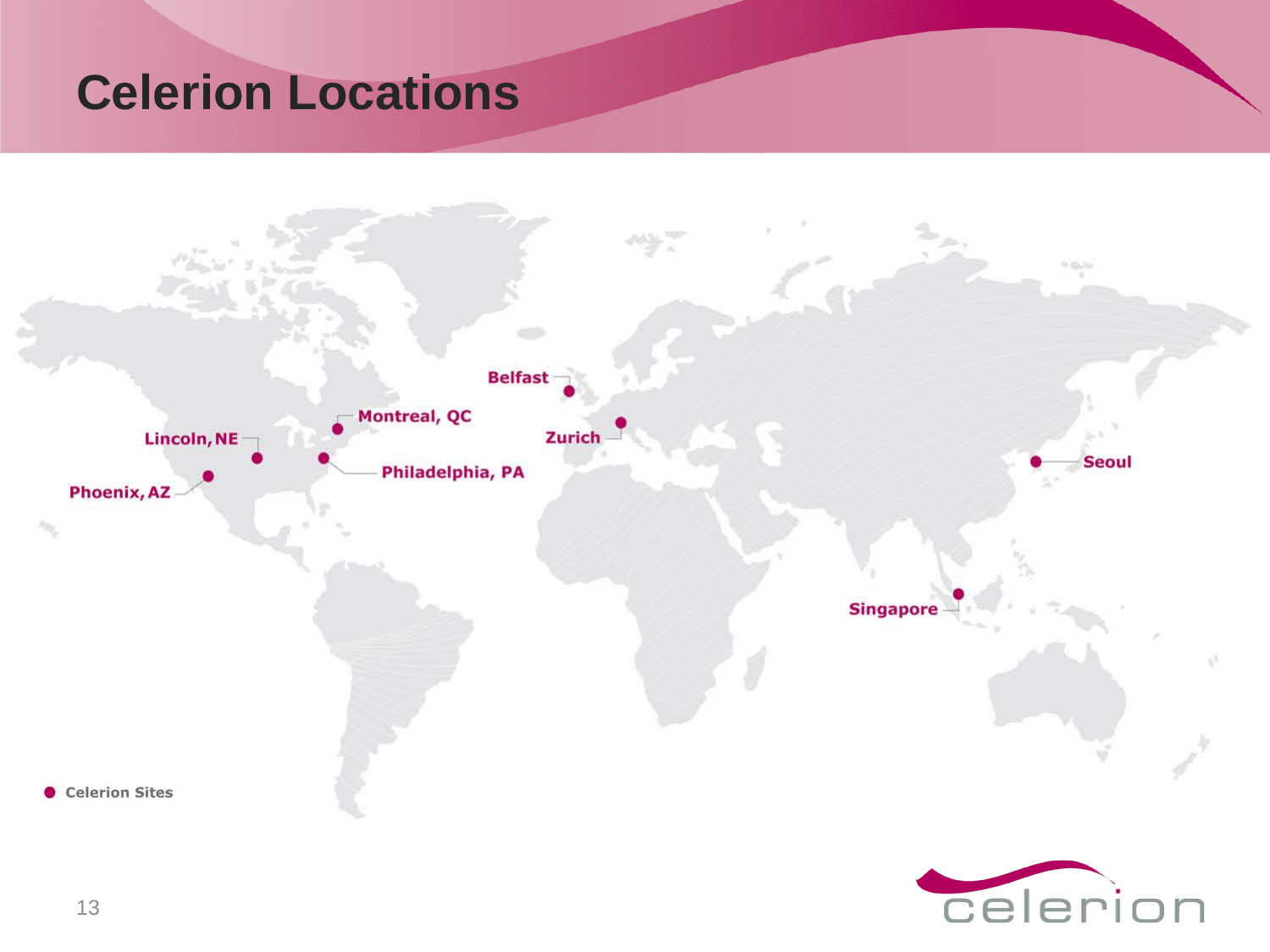# Celerion Locations

- Lincoln, NE
- Phoenix, AZ
- Montreal, QC
- Philadelphia, PA
- Belfast
- Zurich
- Seoul
- Singapore

● Celerion Sites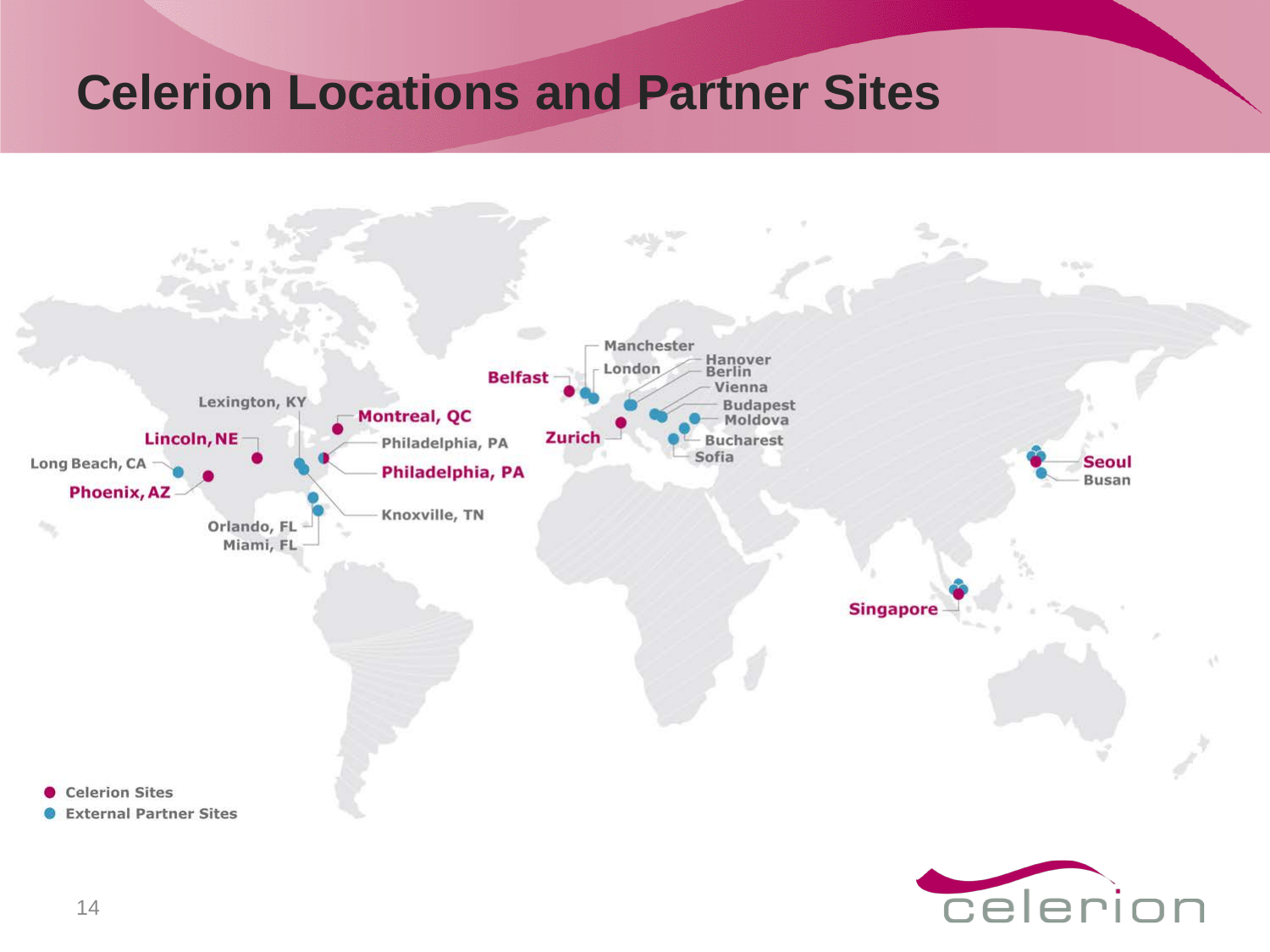# Celerion Locations and Partner Sites

Manchester

London

Hanover

Berlin

Vienna

Budapest

Moldova

Bucharest

Sofia

**Belfast**

**Zurich**

Lexington, KY

**Montreal, QC**

**Lincoln, NE**

Philadelphia, PA

**Philadelphia, PA**

Long Beach, CA

**Phoenix, AZ**

Knoxville, TN

Orlando, FL

Miami, FL

**Seoul**

Busan

**Singapore**

- Celerion Sites
- External Partner Sites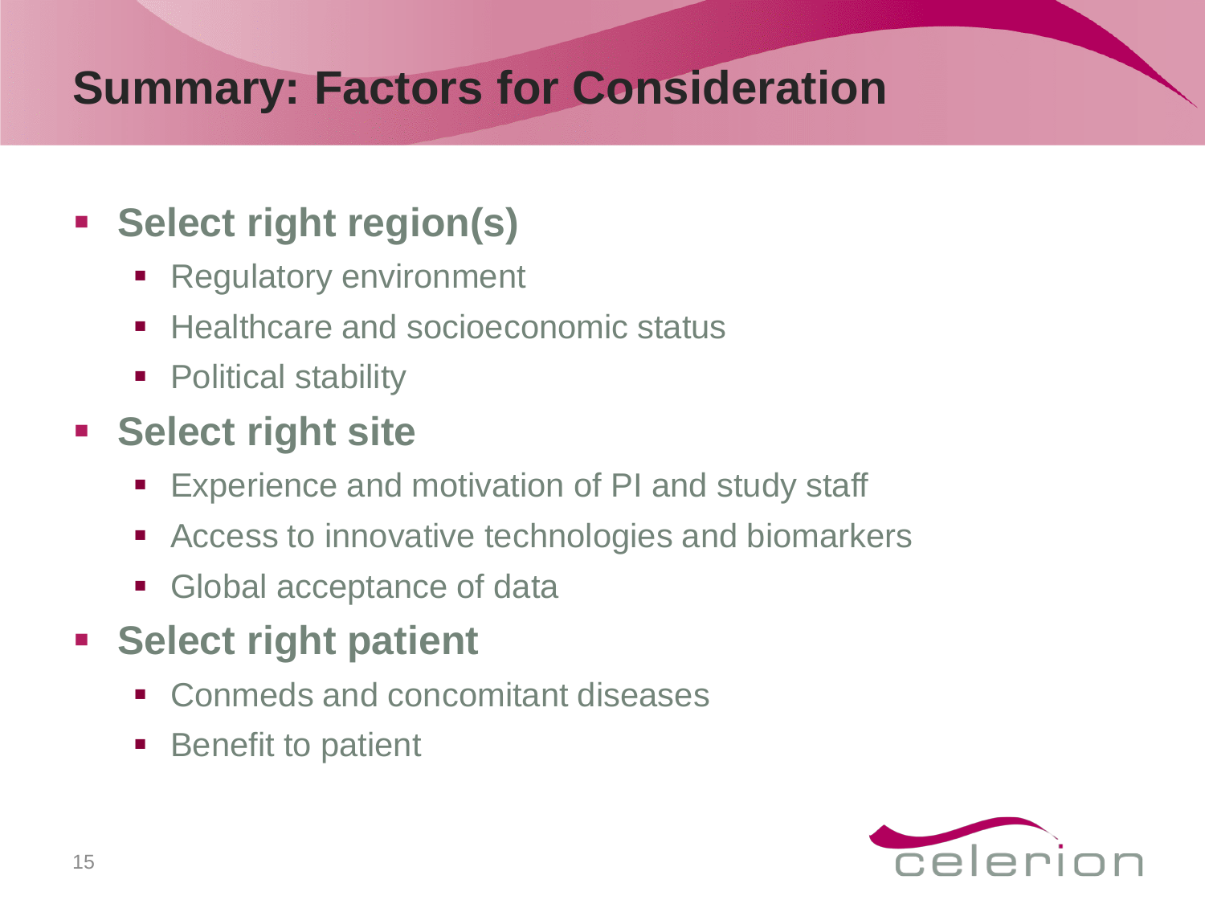# Summary: Factors for Consideration

- **Select right region(s)**
  - Regulatory environment
  - Healthcare and socioeconomic status
  - Political stability
- **Select right site**
  - Experience and motivation of PI and study staff
  - Access to innovative technologies and biomarkers
  - Global acceptance of data
- **Select right patient**
  - Conmeds and concomitant diseases
  - Benefit to patient